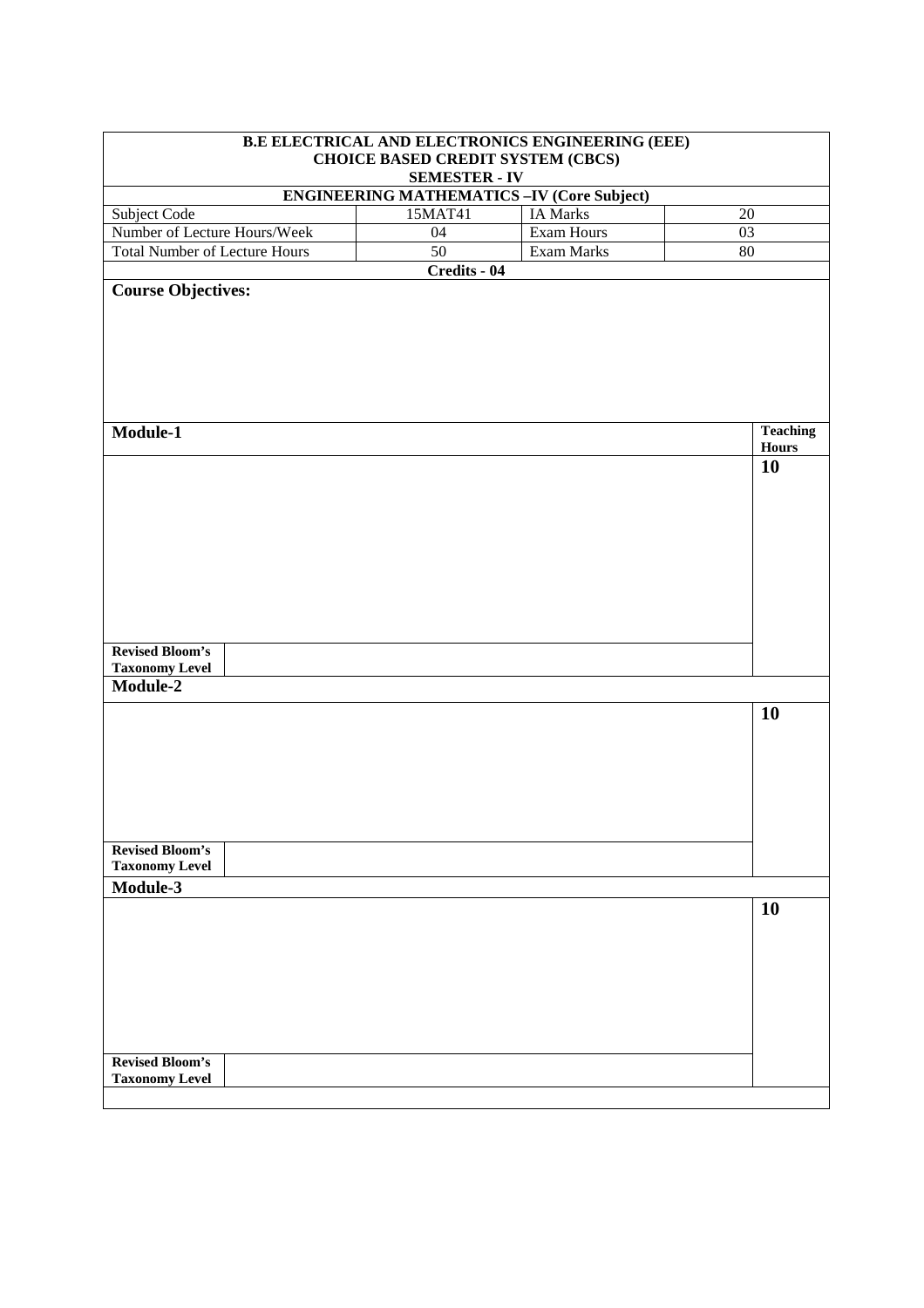| B.E ELECTRICAL AND ELECTRONICS ENGINEERING (EEE) CHOICE BASED CREDIT SYSTEM (CBCS) SEMESTER - IV | | | |
|---|---|---|---|
| **ENGINEERING MATHEMATICS –IV (Core Subject)** | | | |
| Subject Code | 15MAT41 | IA Marks | 20 |
| Number of Lecture Hours/Week | 04 | Exam Hours | 03 |
| Total Number of Lecture Hours | 50 | Exam Marks | 80 |
| **Credits - 04** | | | |

**Course Objectives:**

| Module-1 | Teaching Hours |
|---|---|
| | 10 |
| **Revised Bloom's Taxonomy Level** | |

| Module-2 | |
|---|---|
| | 10 |
| **Revised Bloom's Taxonomy Level** | |

| Module-3 | |
|---|---|
| | 10 |
| **Revised Bloom's Taxonomy Level** | |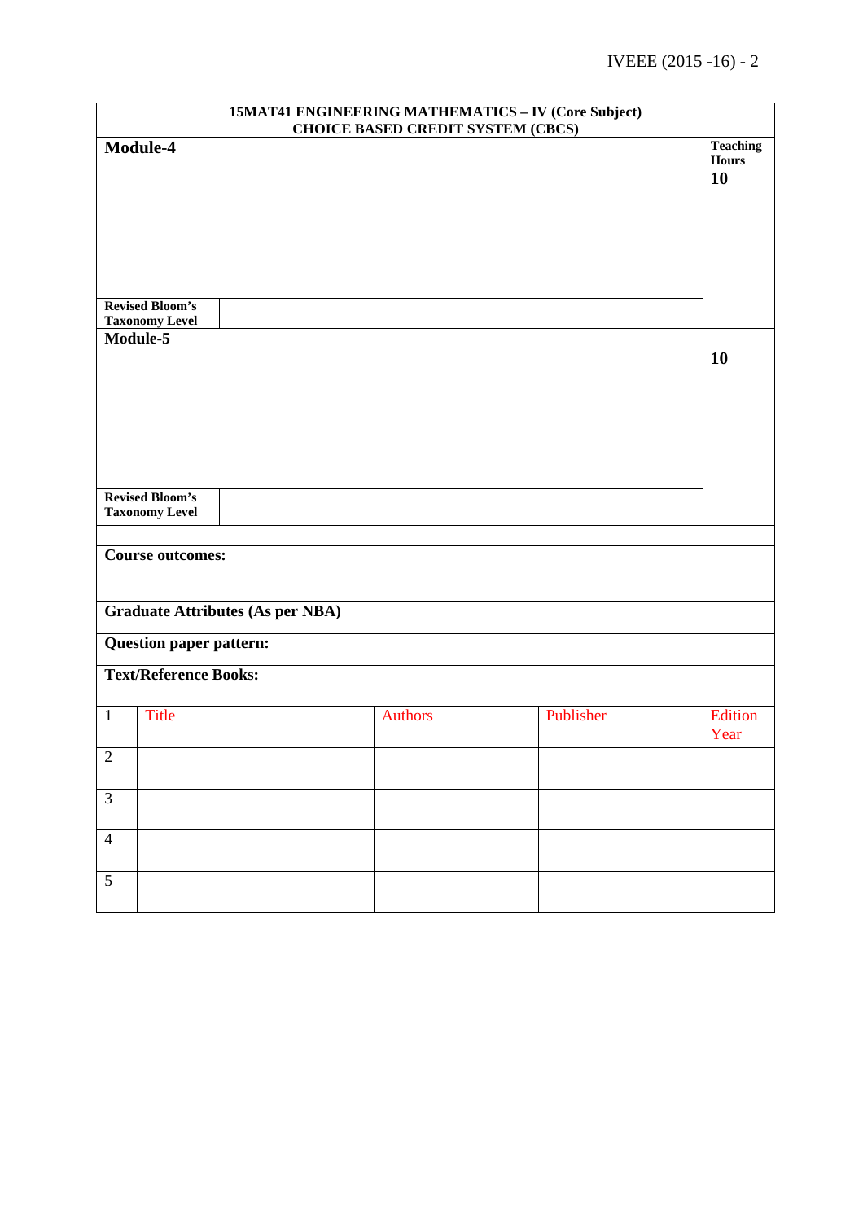| 15MAT41 ENGINEERING MATHEMATICS – IV (Core Subject) CHOICE BASED CREDIT SYSTEM (CBCS) | | |
|---|---|---|
| **Module-4** | | **Teaching Hours** |
| | | **10** |
| **Revised Bloom's Taxonomy Level** | | |
| **Module-5** | | |
| | | **10** |
| **Revised Bloom's Taxonomy Level** | | |
| | | |
| **Course outcomes:** | | |
| **Graduate Attributes (As per NBA)** | | |
| **Question paper pattern:** | | |
| **Text/Reference Books:** | | |

| 1 | Title | Authors | Publisher | Edition Year |
|---|---|---|---|---|
| 2 | | | | |
| 3 | | | | |
| 4 | | | | |
| 5 | | | | |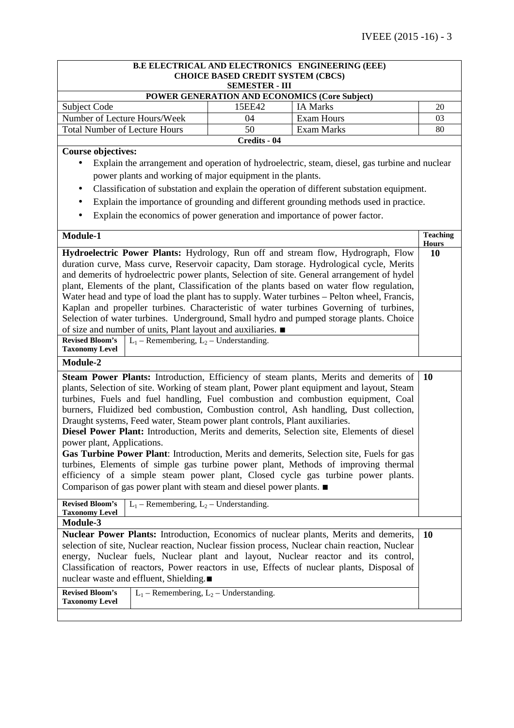**B.E ELECTRICAL AND ELECTRONICS ENGINEERING (EEE)**
**CHOICE BASED CREDIT SYSTEM (CBCS)**
**SEMESTER - III**

**POWER GENERATION AND ECONOMICS (Core Subject)**

| Subject Code | 15EE42 | IA Marks | 20 |
|---|---|---|---|
| Number of Lecture Hours/Week | 04 | Exam Hours | 03 |
| Total Number of Lecture Hours | 50 | Exam Marks | 80 |

**Credits - 04**

**Course objectives:**

- Explain the arrangement and operation of hydroelectric, steam, diesel, gas turbine and nuclear power plants and working of major equipment in the plants.
- Classification of substation and explain the operation of different substation equipment.
- Explain the importance of grounding and different grounding methods used in practice.
- Explain the economics of power generation and importance of power factor.

| Module-1 | Teaching Hours |
|---|---|
| **Hydroelectric Power Plants:** Hydrology, Run off and stream flow, Hydrograph, Flow duration curve, Mass curve, Reservoir capacity, Dam storage. Hydrological cycle, Merits and demerits of hydroelectric power plants, Selection of site. General arrangement of hydel plant, Elements of the plant, Classification of the plants based on water flow regulation, Water head and type of load the plant has to supply. Water turbines – Pelton wheel, Francis, Kaplan and propeller turbines. Characteristic of water turbines Governing of turbines, Selection of water turbines. Underground, Small hydro and pumped storage plants. Choice of size and number of units, Plant layout and auxiliaries. ■ | 10 |
| **Revised Bloom's Taxonomy Level:** $L_1$ – Remembering, $L_2$ – Understanding. | |

| Module-2 | |
|---|---|
| **Steam Power Plants:** Introduction, Efficiency of steam plants, Merits and demerits of plants, Selection of site. Working of steam plant, Power plant equipment and layout, Steam turbines, Fuels and fuel handling, Fuel combustion and combustion equipment, Coal burners, Fluidized bed combustion, Combustion control, Ash handling, Dust collection, Draught systems, Feed water, Steam power plant controls, Plant auxiliaries.<br>**Diesel Power Plant:** Introduction, Merits and demerits, Selection site, Elements of diesel power plant, Applications.<br>**Gas Turbine Power Plant**: Introduction, Merits and demerits, Selection site, Fuels for gas turbines, Elements of simple gas turbine power plant, Methods of improving thermal efficiency of a simple steam power plant, Closed cycle gas turbine power plants. Comparison of gas power plant with steam and diesel power plants. ■ | 10 |
| **Revised Bloom's Taxonomy Level:** $L_1$ – Remembering, $L_2$ – Understanding. | |

| Module-3 | |
|---|---|
| **Nuclear Power Plants:** Introduction, Economics of nuclear plants, Merits and demerits, selection of site, Nuclear reaction, Nuclear fission process, Nuclear chain reaction, Nuclear energy, Nuclear fuels, Nuclear plant and layout, Nuclear reactor and its control, Classification of reactors, Power reactors in use, Effects of nuclear plants, Disposal of nuclear waste and effluent, Shielding.■ | 10 |
| **Revised Bloom's Taxonomy Level:** $L_1$ – Remembering, $L_2$ – Understanding. | |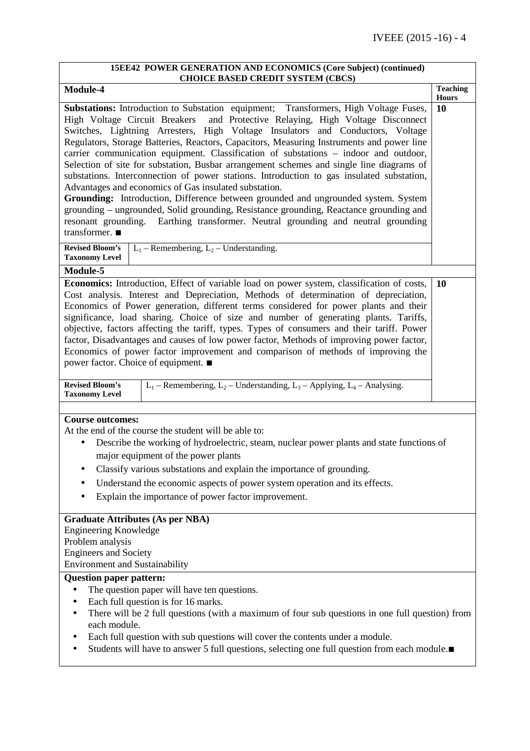**15EE42 POWER GENERATION AND ECONOMICS (Core Subject) (continued)**
**CHOICE BASED CREDIT SYSTEM (CBCS)**

| **Module-4** | **Teaching Hours** |
|---|---|
| **Substations:** Introduction to Substation equipment; Transformers, High Voltage Fuses, High Voltage Circuit Breakers and Protective Relaying, High Voltage Disconnect Switches, Lightning Arresters, High Voltage Insulators and Conductors, Voltage Regulators, Storage Batteries, Reactors, Capacitors, Measuring Instruments and power line carrier communication equipment. Classification of substations – indoor and outdoor, Selection of site for substation, Busbar arrangement schemes and single line diagrams of substations. Interconnection of power stations. Introduction to gas insulated substation, Advantages and economics of Gas insulated substation. **Grounding:** Introduction, Difference between grounded and ungrounded system. System grounding – ungrounded, Solid grounding, Resistance grounding, Reactance grounding and resonant grounding. Earthing transformer. Neutral grounding and neutral grounding transformer. ■ | **10** |
| **Revised Bloom's Taxonomy Level**: $L_1$ – Remembering, $L_2$ – Understanding. | |

| **Module-5** | |
|---|---|
| **Economics:** Introduction, Effect of variable load on power system, classification of costs, Cost analysis. Interest and Depreciation, Methods of determination of depreciation, Economics of Power generation, different terms considered for power plants and their significance, load sharing. Choice of size and number of generating plants. Tariffs, objective, factors affecting the tariff, types. Types of consumers and their tariff. Power factor, Disadvantages and causes of low power factor, Methods of improving power factor, Economics of power factor improvement and comparison of methods of improving the power factor. Choice of equipment. ■ | **10** |
| **Revised Bloom's Taxonomy Level**: $L_1$ – Remembering, $L_2$ – Understanding, $L_3$ – Applying, $L_4$ – Analysing. | |

**Course outcomes:**

At the end of the course the student will be able to:

- Describe the working of hydroelectric, steam, nuclear power plants and state functions of major equipment of the power plants
- Classify various substations and explain the importance of grounding.
- Understand the economic aspects of power system operation and its effects.
- Explain the importance of power factor improvement.

**Graduate Attributes (As per NBA)**

Engineering Knowledge
Problem analysis
Engineers and Society
Environment and Sustainability

**Question paper pattern:**

- The question paper will have ten questions.
- Each full question is for 16 marks.
- There will be 2 full questions (with a maximum of four sub questions in one full question) from each module.
- Each full question with sub questions will cover the contents under a module.
- Students will have to answer 5 full questions, selecting one full question from each module.■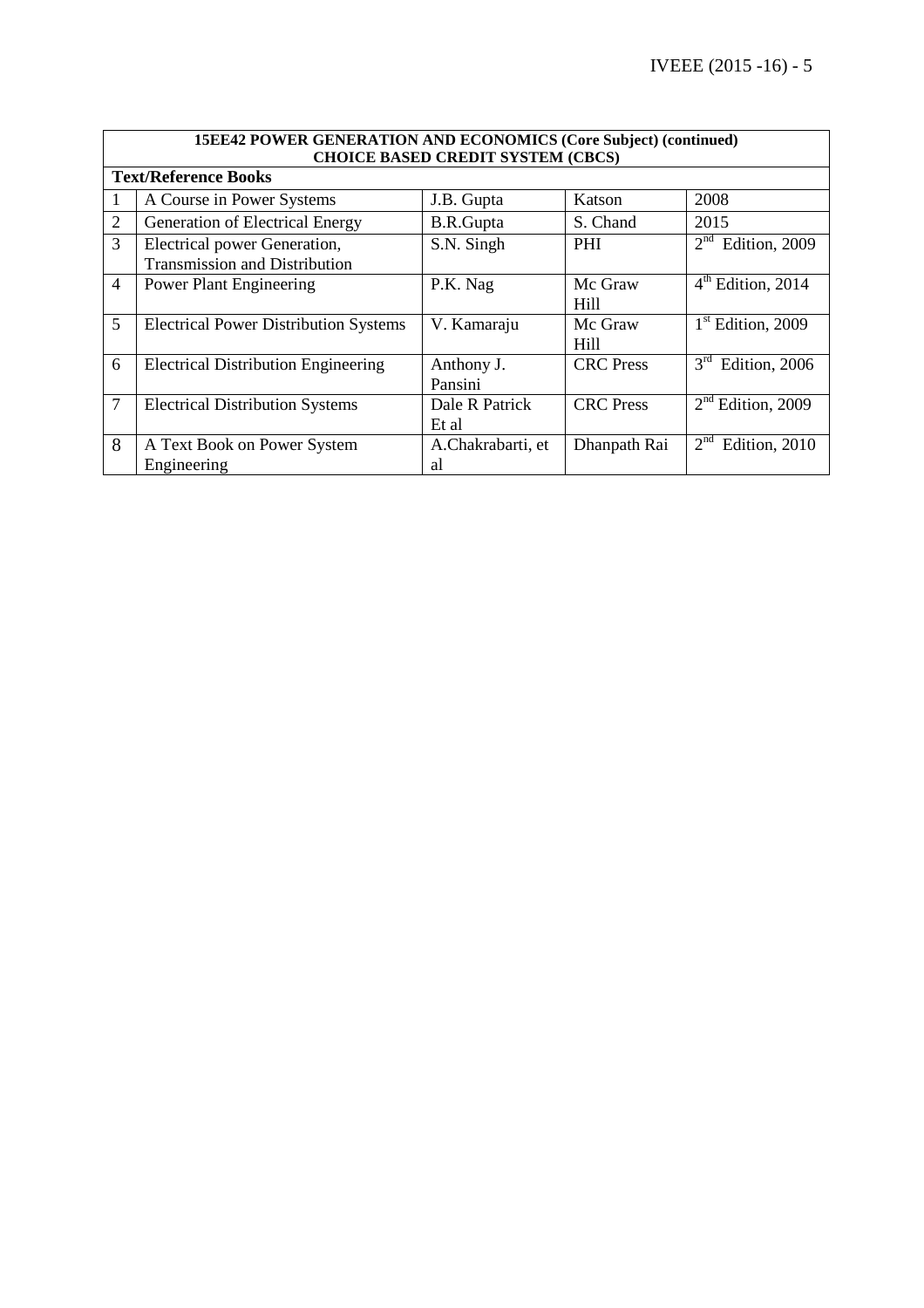**15EE42 POWER GENERATION AND ECONOMICS (Core Subject) (continued)**
**CHOICE BASED CREDIT SYSTEM (CBCS)**

**Text/Reference Books**

| | | | | |
|---|---|---|---|---|
| 1 | A Course in Power Systems | J.B. Gupta | Katson | 2008 |
| 2 | Generation of Electrical Energy | B.R.Gupta | S. Chand | 2015 |
| 3 | Electrical power Generation, Transmission and Distribution | S.N. Singh | PHI | 2nd Edition, 2009 |
| 4 | Power Plant Engineering | P.K. Nag | Mc Graw Hill | 4th Edition, 2014 |
| 5 | Electrical Power Distribution Systems | V. Kamaraju | Mc Graw Hill | 1st Edition, 2009 |
| 6 | Electrical Distribution Engineering | Anthony J. Pansini | CRC Press | 3rd Edition, 2006 |
| 7 | Electrical Distribution Systems | Dale R Patrick Et al | CRC Press | 2nd Edition, 2009 |
| 8 | A Text Book on Power System Engineering | A.Chakrabarti, et al | Dhanpath Rai | 2nd Edition, 2010 |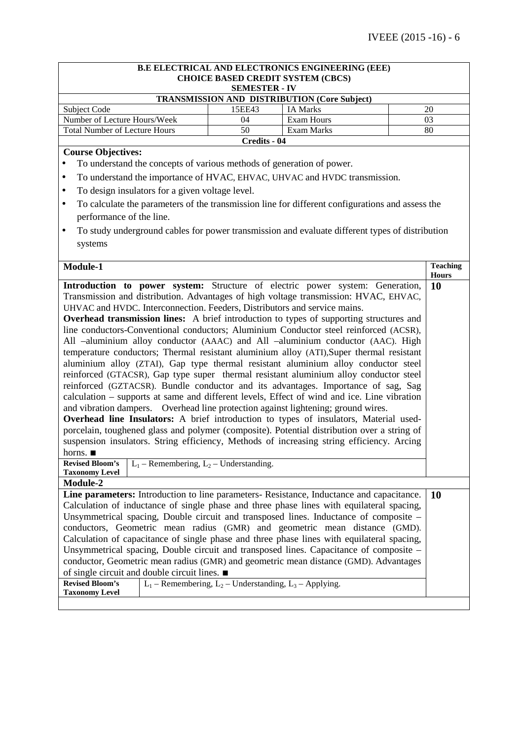## B.E ELECTRICAL AND ELECTRONICS ENGINEERING (EEE)
## CHOICE BASED CREDIT SYSTEM (CBCS)
## SEMESTER - IV

### TRANSMISSION AND DISTRIBUTION (Core Subject)

| Subject Code | 15EE43 | IA Marks | 20 |
|---|---|---|---|
| Number of Lecture Hours/Week | 04 | Exam Hours | 03 |
| Total Number of Lecture Hours | 50 | Exam Marks | 80 |

**Credits - 04**

**Course Objectives:**

- To understand the concepts of various methods of generation of power.
- To understand the importance of HVAC, EHVAC, UHVAC and HVDC transmission.
- To design insulators for a given voltage level.
- To calculate the parameters of the transmission line for different configurations and assess the performance of the line.
- To study underground cables for power transmission and evaluate different types of distribution systems

| Module-1 | Teaching Hours |
|---|---|
| **Introduction to power system:** Structure of electric power system: Generation, Transmission and distribution. Advantages of high voltage transmission: HVAC, EHVAC, UHVAC and HVDC. Interconnection. Feeders, Distributors and service mains.<br>**Overhead transmission lines:** A brief introduction to types of supporting structures and line conductors-Conventional conductors; Aluminium Conductor steel reinforced (ACSR), All –aluminium alloy conductor (AAAC) and All –aluminium conductor (AAC). High temperature conductors; Thermal resistant aluminium alloy (ATI),Super thermal resistant aluminium alloy (ZTAI), Gap type thermal resistant aluminium alloy conductor steel reinforced (GTACSR), Gap type super thermal resistant aluminium alloy conductor steel reinforced (GZTACSR). Bundle conductor and its advantages. Importance of sag, Sag calculation – supports at same and different levels, Effect of wind and ice. Line vibration and vibration dampers. Overhead line protection against lightening; ground wires.<br>**Overhead line Insulators:** A brief introduction to types of insulators, Material used-porcelain, toughened glass and polymer (composite). Potential distribution over a string of suspension insulators. String efficiency, Methods of increasing string efficiency. Arcing horns. ■ | **10** |
| **Revised Bloom's Taxonomy Level**: $L_1$ – Remembering, $L_2$ – Understanding. | |
| **Module-2** | |
| **Line parameters:** Introduction to line parameters- Resistance, Inductance and capacitance. Calculation of inductance of single phase and three phase lines with equilateral spacing, Unsymmetrical spacing, Double circuit and transposed lines. Inductance of composite – conductors, Geometric mean radius (GMR) and geometric mean distance (GMD). Calculation of capacitance of single phase and three phase lines with equilateral spacing, Unsymmetrical spacing, Double circuit and transposed lines. Capacitance of composite – conductor, Geometric mean radius (GMR) and geometric mean distance (GMD). Advantages of single circuit and double circuit lines. ■ | **10** |
| **Revised Bloom's Taxonomy Level**: $L_1$ – Remembering, $L_2$ – Understanding, $L_3$ – Applying. | |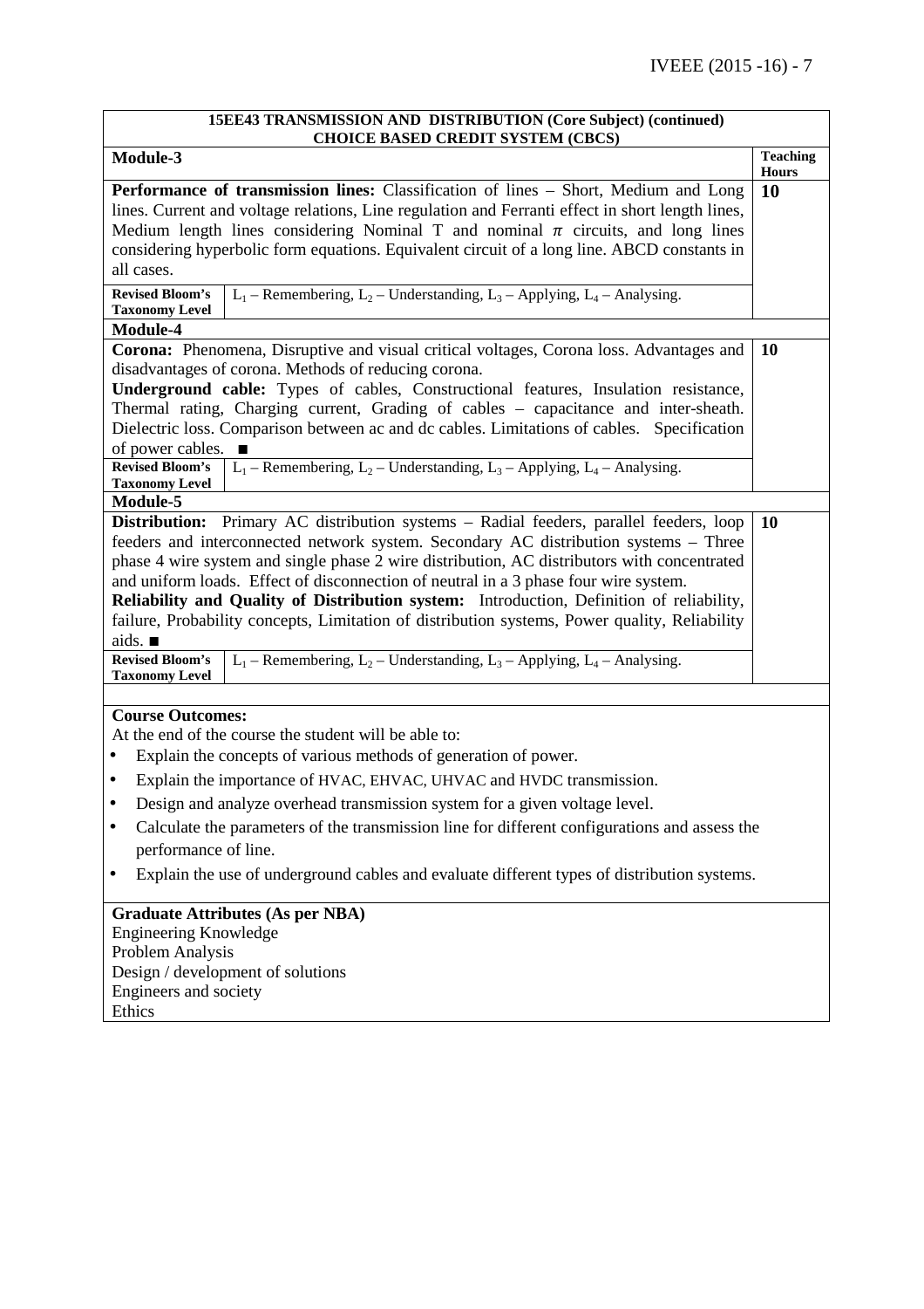**15EE43 TRANSMISSION AND DISTRIBUTION (Core Subject) (continued)**
**CHOICE BASED CREDIT SYSTEM (CBCS)**

| Module-3 | Teaching Hours |
|---|---|
| **Performance of transmission lines:** Classification of lines – Short, Medium and Long lines. Current and voltage relations, Line regulation and Ferranti effect in short length lines, Medium length lines considering Nominal T and nominal $\pi$ circuits, and long lines considering hyperbolic form equations. Equivalent circuit of a long line. ABCD constants in all cases. | 10 |
| **Revised Bloom's Taxonomy Level:** $L_1$ – Remembering, $L_2$ – Understanding, $L_3$ – Applying, $L_4$ – Analysing. | |
| **Module-4** | |
| **Corona:** Phenomena, Disruptive and visual critical voltages, Corona loss. Advantages and disadvantages of corona. Methods of reducing corona. **Underground cable:** Types of cables, Constructional features, Insulation resistance, Thermal rating, Charging current, Grading of cables – capacitance and inter-sheath. Dielectric loss. Comparison between ac and dc cables. Limitations of cables. Specification of power cables. ■ | 10 |
| **Revised Bloom's Taxonomy Level:** $L_1$ – Remembering, $L_2$ – Understanding, $L_3$ – Applying, $L_4$ – Analysing. | |
| **Module-5** | |
| **Distribution:** Primary AC distribution systems – Radial feeders, parallel feeders, loop feeders and interconnected network system. Secondary AC distribution systems – Three phase 4 wire system and single phase 2 wire distribution, AC distributors with concentrated and uniform loads. Effect of disconnection of neutral in a 3 phase four wire system. **Reliability and Quality of Distribution system:** Introduction, Definition of reliability, failure, Probability concepts, Limitation of distribution systems, Power quality, Reliability aids. ■ | 10 |
| **Revised Bloom's Taxonomy Level:** $L_1$ – Remembering, $L_2$ – Understanding, $L_3$ – Applying, $L_4$ – Analysing. | |

**Course Outcomes:**

At the end of the course the student will be able to:

- Explain the concepts of various methods of generation of power.
- Explain the importance of HVAC, EHVAC, UHVAC and HVDC transmission.
- Design and analyze overhead transmission system for a given voltage level.
- Calculate the parameters of the transmission line for different configurations and assess the performance of line.
- Explain the use of underground cables and evaluate different types of distribution systems.

**Graduate Attributes (As per NBA)**

Engineering Knowledge
Problem Analysis
Design / development of solutions
Engineers and society
Ethics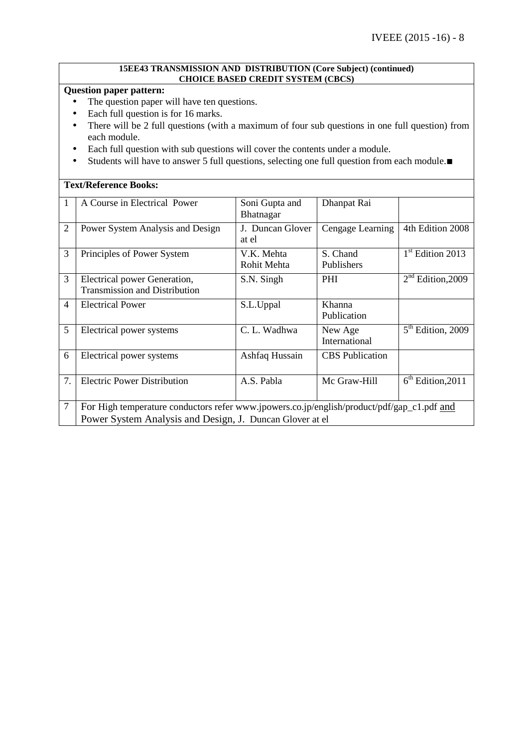**15EE43 TRANSMISSION AND DISTRIBUTION (Core Subject) (continued)**
**CHOICE BASED CREDIT SYSTEM (CBCS)**

**Question paper pattern:**

- The question paper will have ten questions.
- Each full question is for 16 marks.
- There will be 2 full questions (with a maximum of four sub questions in one full question) from each module.
- Each full question with sub questions will cover the contents under a module.
- Students will have to answer 5 full questions, selecting one full question from each module.■

**Text/Reference Books:**

| | | | | |
|---|---|---|---|---|
| 1 | A Course in Electrical Power | Soni Gupta and Bhatnagar | Dhanpat Rai | |
| 2 | Power System Analysis and Design | J. Duncan Glover at el | Cengage Learning | 4th Edition 2008 |
| 3 | Principles of Power System | V.K. Mehta Rohit Mehta | S. Chand Publishers | 1st Edition 2013 |
| 3 | Electrical power Generation, Transmission and Distribution | S.N. Singh | PHI | 2nd Edition,2009 |
| 4 | Electrical Power | S.L.Uppal | Khanna Publication | |
| 5 | Electrical power systems | C. L. Wadhwa | New Age International | 5th Edition, 2009 |
| 6 | Electrical power systems | Ashfaq Hussain | CBS Publication | |
| 7. | Electric Power Distribution | A.S. Pabla | Mc Graw-Hill | 6th Edition,2011 |
| 7 | For High temperature conductors refer www.jpowers.co.jp/english/product/pdf/gap_c1.pdf and Power System Analysis and Design, J. Duncan Glover at el | | | |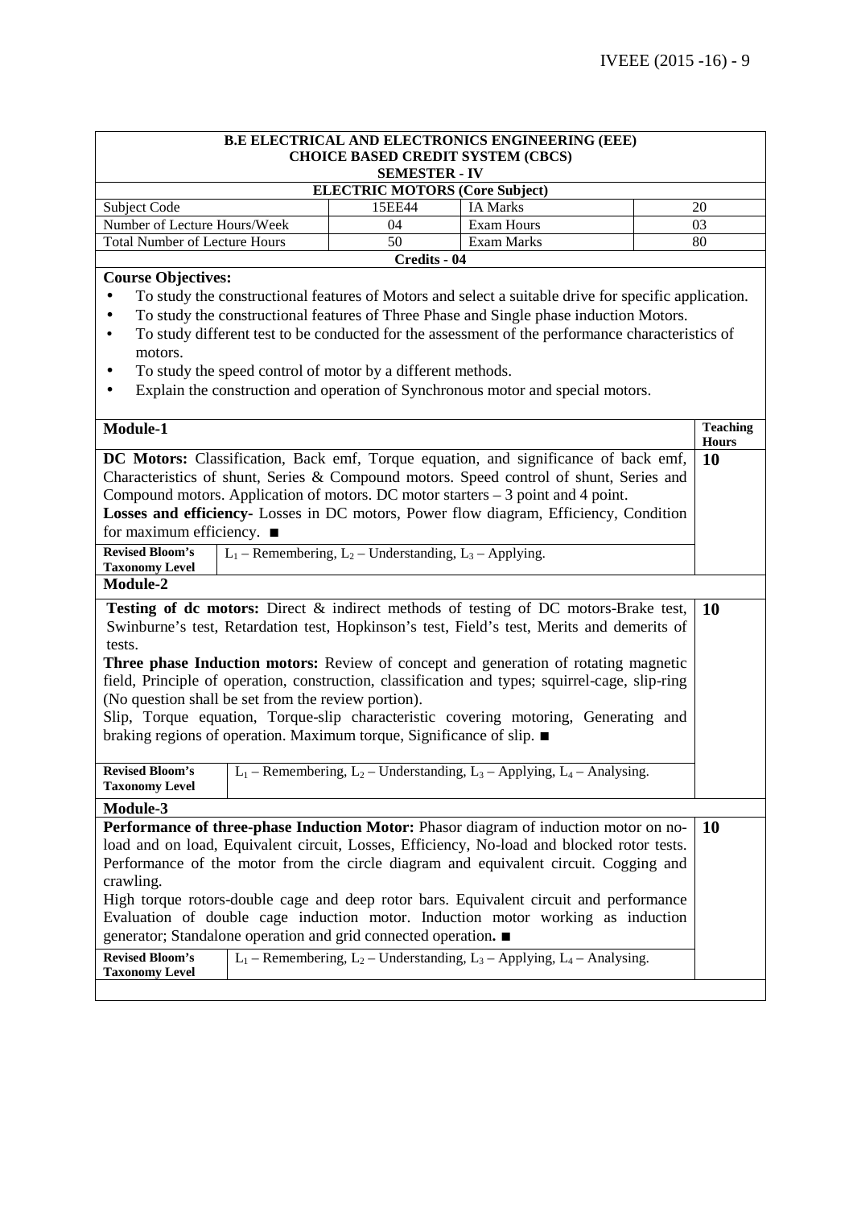**B.E ELECTRICAL AND ELECTRONICS ENGINEERING (EEE)**
**CHOICE BASED CREDIT SYSTEM (CBCS)**
**SEMESTER - IV**
**ELECTRIC MOTORS (Core Subject)**

| Subject Code | 15EE44 | IA Marks | 20 |
|---|---|---|---|
| Number of Lecture Hours/Week | 04 | Exam Hours | 03 |
| Total Number of Lecture Hours | 50 | Exam Marks | 80 |

**Credits - 04**

**Course Objectives:**

- To study the constructional features of Motors and select a suitable drive for specific application.
- To study the constructional features of Three Phase and Single phase induction Motors.
- To study different test to be conducted for the assessment of the performance characteristics of motors.
- To study the speed control of motor by a different methods.
- Explain the construction and operation of Synchronous motor and special motors.

| Module-1 | Teaching Hours |
|---|---|
| **DC Motors:** Classification, Back emf, Torque equation, and significance of back emf, Characteristics of shunt, Series & Compound motors. Speed control of shunt, Series and Compound motors. Application of motors. DC motor starters – 3 point and 4 point. **Losses and efficiency**- Losses in DC motors, Power flow diagram, Efficiency, Condition for maximum efficiency. ■ | **10** |
| **Revised Bloom's Taxonomy Level:** $L_1$ – Remembering, $L_2$ – Understanding, $L_3$ – Applying. | |
| **Module-2** | |
| **Testing of dc motors:** Direct & indirect methods of testing of DC motors-Brake test, Swinburne's test, Retardation test, Hopkinson's test, Field's test, Merits and demerits of tests. **Three phase Induction motors:** Review of concept and generation of rotating magnetic field, Principle of operation, construction, classification and types; squirrel-cage, slip-ring (No question shall be set from the review portion). Slip, Torque equation, Torque-slip characteristic covering motoring, Generating and braking regions of operation. Maximum torque, Significance of slip. ■ | **10** |
| **Revised Bloom's Taxonomy Level:** $L_1$ – Remembering, $L_2$ – Understanding, $L_3$ – Applying, $L_4$ – Analysing. | |
| **Module-3** | |
| **Performance of three-phase Induction Motor:** Phasor diagram of induction motor on no-load and on load, Equivalent circuit, Losses, Efficiency, No-load and blocked rotor tests. Performance of the motor from the circle diagram and equivalent circuit. Cogging and crawling. High torque rotors-double cage and deep rotor bars. Equivalent circuit and performance Evaluation of double cage induction motor. Induction motor working as induction generator; Standalone operation and grid connected operation. ■ | **10** |
| **Revised Bloom's Taxonomy Level:** $L_1$ – Remembering, $L_2$ – Understanding, $L_3$ – Applying, $L_4$ – Analysing. | |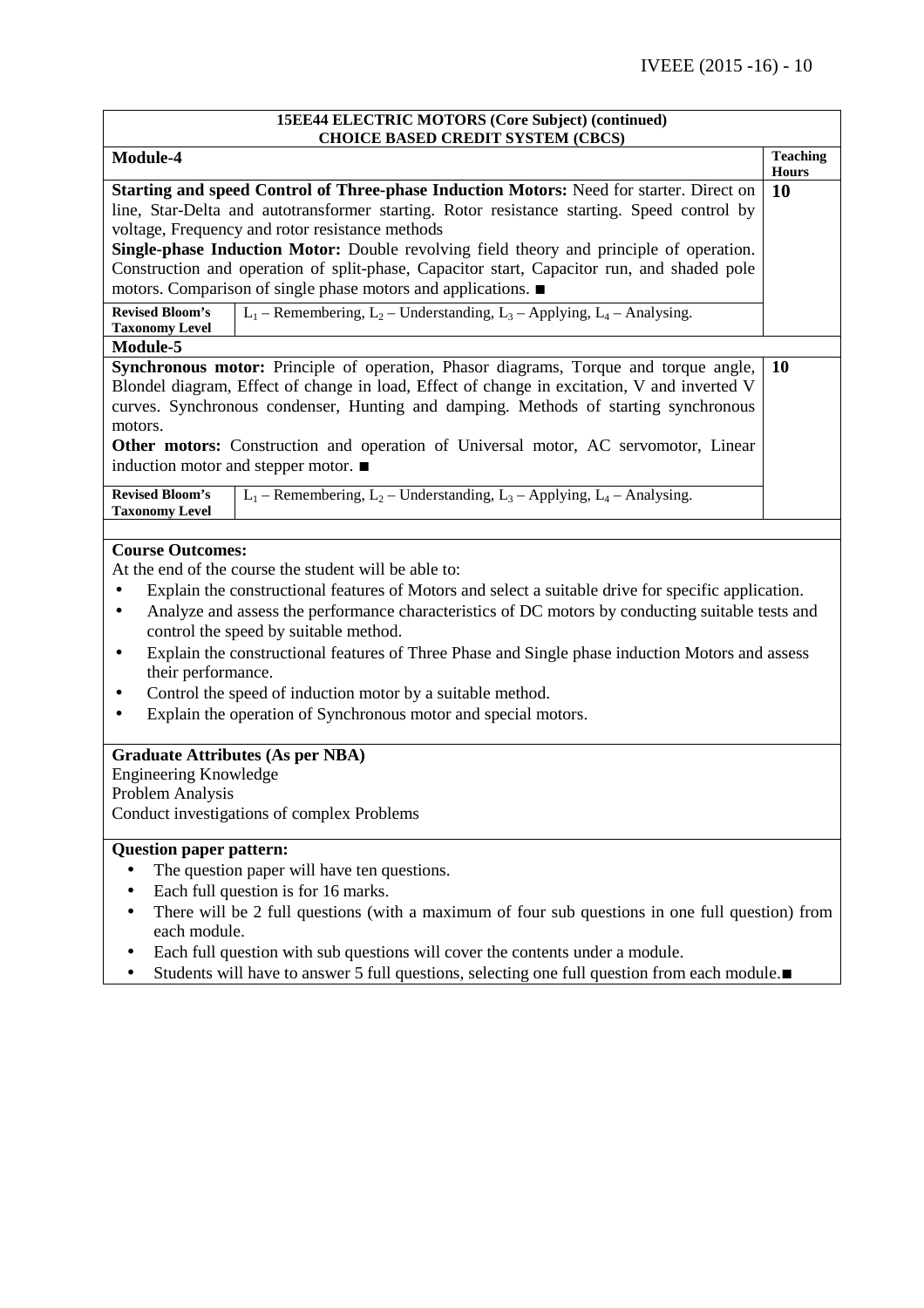| 15EE44 ELECTRIC MOTORS (Core Subject) (continued) CHOICE BASED CREDIT SYSTEM (CBCS) | | |
|---|---|---|
| **Module-4** | | **Teaching Hours** |
| **Starting and speed Control of Three-phase Induction Motors:** Need for starter. Direct on line, Star-Delta and autotransformer starting. Rotor resistance starting. Speed control by voltage, Frequency and rotor resistance methods<br>**Single-phase Induction Motor:** Double revolving field theory and principle of operation. Construction and operation of split-phase, Capacitor start, Capacitor run, and shaded pole motors. Comparison of single phase motors and applications. ■ | | **10** |
| **Revised Bloom's Taxonomy Level** | $L_1$ – Remembering, $L_2$ – Understanding, $L_3$ – Applying, $L_4$ – Analysing. | |
| **Module-5** | | |
| **Synchronous motor:** Principle of operation, Phasor diagrams, Torque and torque angle, Blondel diagram, Effect of change in load, Effect of change in excitation, V and inverted V curves. Synchronous condenser, Hunting and damping. Methods of starting synchronous motors.<br>**Other motors:** Construction and operation of Universal motor, AC servomotor, Linear induction motor and stepper motor. ■ | | **10** |
| **Revised Bloom's Taxonomy Level** | $L_1$ – Remembering, $L_2$ – Understanding, $L_3$ – Applying, $L_4$ – Analysing. | |

**Course Outcomes:**

At the end of the course the student will be able to:

- Explain the constructional features of Motors and select a suitable drive for specific application.
- Analyze and assess the performance characteristics of DC motors by conducting suitable tests and control the speed by suitable method.
- Explain the constructional features of Three Phase and Single phase induction Motors and assess their performance.
- Control the speed of induction motor by a suitable method.
- Explain the operation of Synchronous motor and special motors.

**Graduate Attributes (As per NBA)**

Engineering Knowledge
Problem Analysis
Conduct investigations of complex Problems

**Question paper pattern:**

- The question paper will have ten questions.
- Each full question is for 16 marks.
- There will be 2 full questions (with a maximum of four sub questions in one full question) from each module.
- Each full question with sub questions will cover the contents under a module.
- Students will have to answer 5 full questions, selecting one full question from each module.■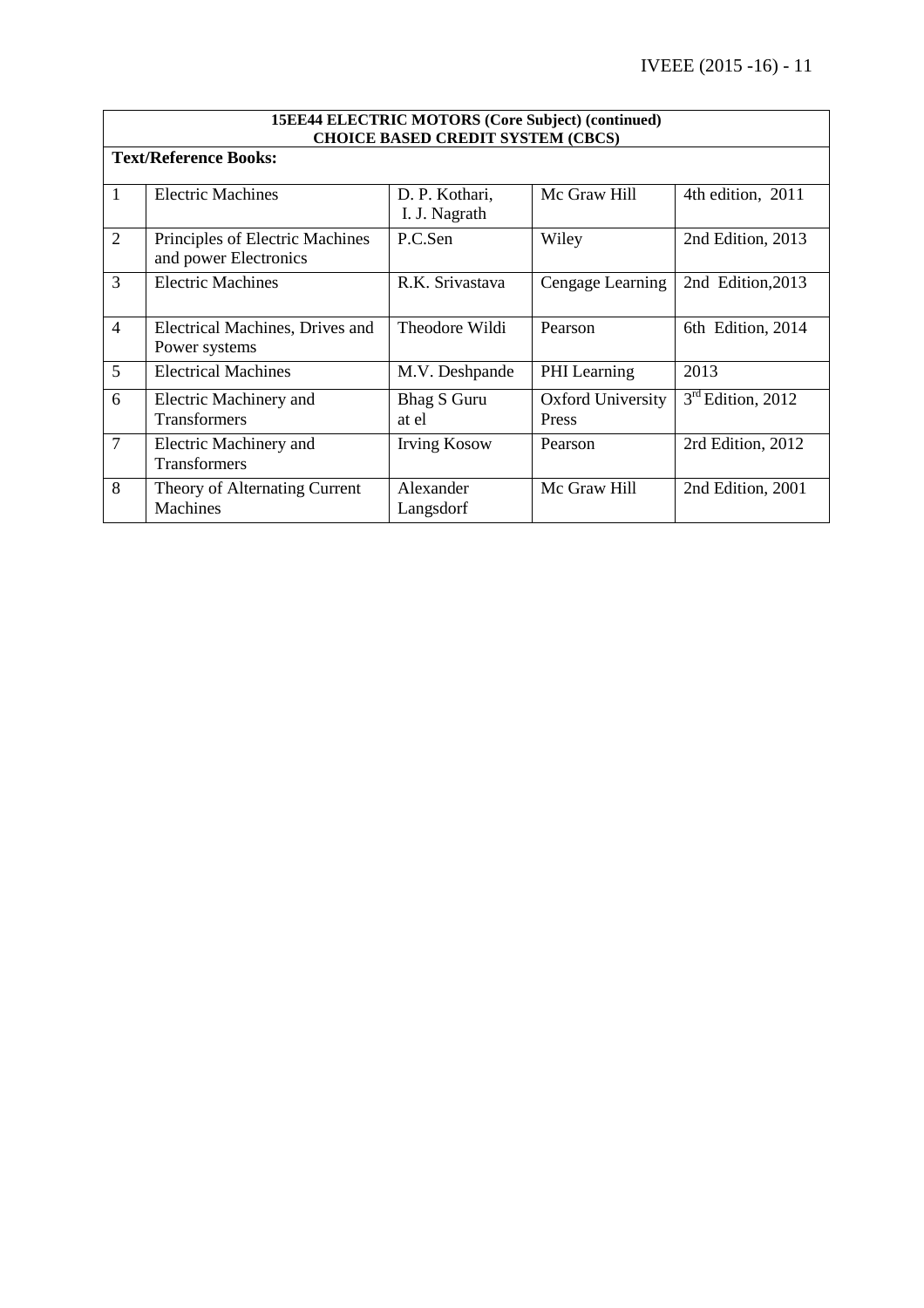**15EE44 ELECTRIC MOTORS (Core Subject) (continued)**
**CHOICE BASED CREDIT SYSTEM (CBCS)**

**Text/Reference Books:**

| | | | | |
|---|---|---|---|---|
| 1 | Electric Machines | D. P. Kothari, I. J. Nagrath | Mc Graw Hill | 4th edition, 2011 |
| 2 | Principles of Electric Machines and power Electronics | P.C.Sen | Wiley | 2nd Edition, 2013 |
| 3 | Electric Machines | R.K. Srivastava | Cengage Learning | 2nd Edition,2013 |
| 4 | Electrical Machines, Drives and Power systems | Theodore Wildi | Pearson | 6th Edition, 2014 |
| 5 | Electrical Machines | M.V. Deshpande | PHI Learning | 2013 |
| 6 | Electric Machinery and Transformers | Bhag S Guru at el | Oxford University Press | 3rd Edition, 2012 |
| 7 | Electric Machinery and Transformers | Irving Kosow | Pearson | 2rd Edition, 2012 |
| 8 | Theory of Alternating Current Machines | Alexander Langsdorf | Mc Graw Hill | 2nd Edition, 2001 |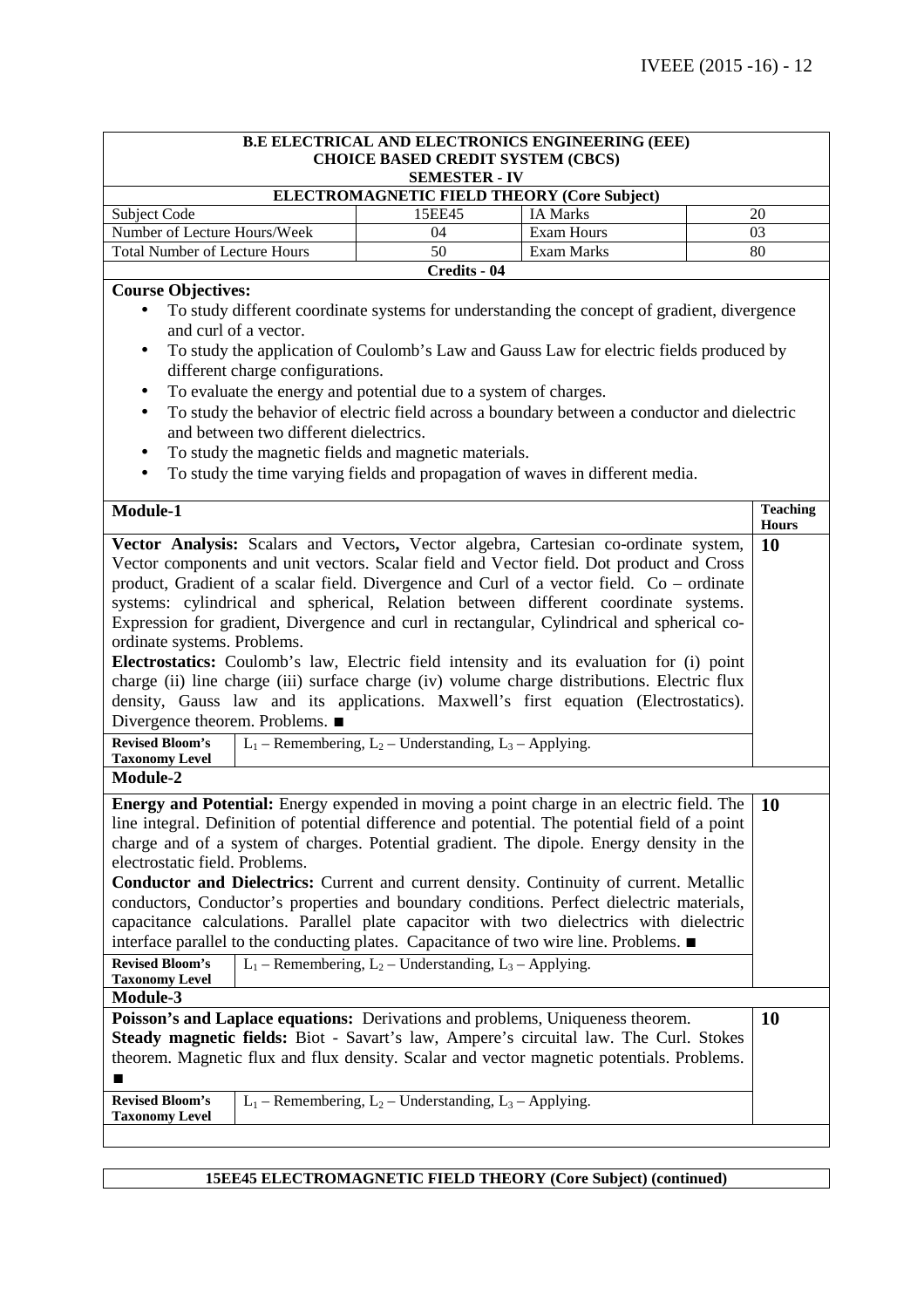**B.E ELECTRICAL AND ELECTRONICS ENGINEERING (EEE)**
**CHOICE BASED CREDIT SYSTEM (CBCS)**
**SEMESTER - IV**

**ELECTROMAGNETIC FIELD THEORY (Core Subject)**

| Subject Code | 15EE45 | IA Marks | 20 |
|---|---|---|---|
| Number of Lecture Hours/Week | 04 | Exam Hours | 03 |
| Total Number of Lecture Hours | 50 | Exam Marks | 80 |

**Credits - 04**

**Course Objectives:**

- To study different coordinate systems for understanding the concept of gradient, divergence and curl of a vector.
- To study the application of Coulomb's Law and Gauss Law for electric fields produced by different charge configurations.
- To evaluate the energy and potential due to a system of charges.
- To study the behavior of electric field across a boundary between a conductor and dielectric and between two different dielectrics.
- To study the magnetic fields and magnetic materials.
- To study the time varying fields and propagation of waves in different media.

| Module-1 | Teaching Hours |
|---|---|
| **Vector Analysis:** Scalars and Vectors**,** Vector algebra, Cartesian co-ordinate system, Vector components and unit vectors. Scalar field and Vector field. Dot product and Cross product, Gradient of a scalar field. Divergence and Curl of a vector field. Co – ordinate systems: cylindrical and spherical, Relation between different coordinate systems. Expression for gradient, Divergence and curl in rectangular, Cylindrical and spherical co-ordinate systems. Problems.<br>**Electrostatics:** Coulomb's law, Electric field intensity and its evaluation for (i) point charge (ii) line charge (iii) surface charge (iv) volume charge distributions. Electric flux density, Gauss law and its applications. Maxwell's first equation (Electrostatics). Divergence theorem. Problems. ■ | **10** |
| **Revised Bloom's Taxonomy Level**: $L_1$ – Remembering, $L_2$ – Understanding, $L_3$ – Applying. | |

| Module-2 | |
|---|---|
| **Energy and Potential:** Energy expended in moving a point charge in an electric field. The line integral. Definition of potential difference and potential. The potential field of a point charge and of a system of charges. Potential gradient. The dipole. Energy density in the electrostatic field. Problems.<br>**Conductor and Dielectrics:** Current and current density. Continuity of current. Metallic conductors, Conductor's properties and boundary conditions. Perfect dielectric materials, capacitance calculations. Parallel plate capacitor with two dielectrics with dielectric interface parallel to the conducting plates. Capacitance of two wire line. Problems. ■ | **10** |
| **Revised Bloom's Taxonomy Level**: $L_1$ – Remembering, $L_2$ – Understanding, $L_3$ – Applying. | |

| Module-3 | |
|---|---|
| **Poisson's and Laplace equations:** Derivations and problems, Uniqueness theorem.<br>**Steady magnetic fields:** Biot - Savart's law, Ampere's circuital law. The Curl. Stokes theorem. Magnetic flux and flux density. Scalar and vector magnetic potentials. Problems. ■ | **10** |
| **Revised Bloom's Taxonomy Level**: $L_1$ – Remembering, $L_2$ – Understanding, $L_3$ – Applying. | |

**15EE45 ELECTROMAGNETIC FIELD THEORY (Core Subject) (continued)**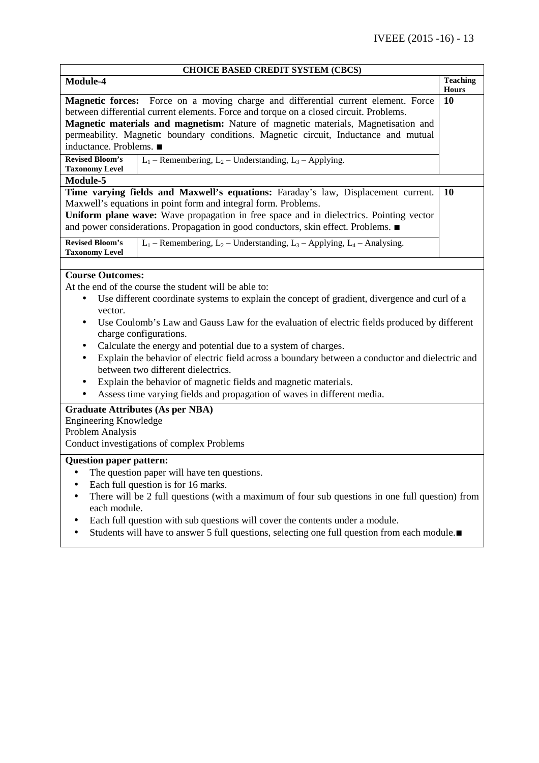**CHOICE BASED CREDIT SYSTEM (CBCS)**

| Module-4 | | Teaching Hours |
|---|---|---|
| **Magnetic forces:** Force on a moving charge and differential current element. Force between differential current elements. Force and torque on a closed circuit. Problems. **Magnetic materials and magnetism:** Nature of magnetic materials, Magnetisation and permeability. Magnetic boundary conditions. Magnetic circuit, Inductance and mutual inductance. Problems. ■ | | **10** |
| **Revised Bloom's Taxonomy Level** | $L_1$ – Remembering, $L_2$ – Understanding, $L_3$ – Applying. | |
| **Module-5** | | |
| **Time varying fields and Maxwell's equations:** Faraday's law, Displacement current. Maxwell's equations in point form and integral form. Problems. **Uniform plane wave:** Wave propagation in free space and in dielectrics. Pointing vector and power considerations. Propagation in good conductors, skin effect. Problems. ■ | | **10** |
| **Revised Bloom's Taxonomy Level** | $L_1$ – Remembering, $L_2$ – Understanding, $L_3$ – Applying, $L_4$ – Analysing. | |

**Course Outcomes:**

At the end of the course the student will be able to:

- Use different coordinate systems to explain the concept of gradient, divergence and curl of a vector.
- Use Coulomb's Law and Gauss Law for the evaluation of electric fields produced by different charge configurations.
- Calculate the energy and potential due to a system of charges.
- Explain the behavior of electric field across a boundary between a conductor and dielectric and between two different dielectrics.
- Explain the behavior of magnetic fields and magnetic materials.
- Assess time varying fields and propagation of waves in different media.

**Graduate Attributes (As per NBA)**

Engineering Knowledge
Problem Analysis
Conduct investigations of complex Problems

**Question paper pattern:**

- The question paper will have ten questions.
- Each full question is for 16 marks.
- There will be 2 full questions (with a maximum of four sub questions in one full question) from each module.
- Each full question with sub questions will cover the contents under a module.
- Students will have to answer 5 full questions, selecting one full question from each module.■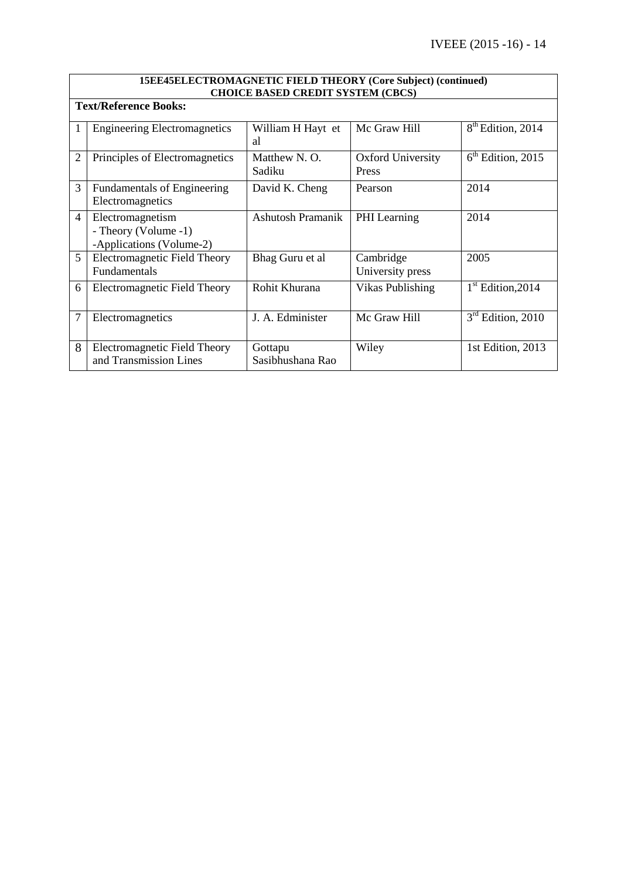**15EE45ELECTROMAGNETIC FIELD THEORY (Core Subject) (continued)**
**CHOICE BASED CREDIT SYSTEM (CBCS)**

**Text/Reference Books:**

| | | | | |
|---|---|---|---|---|
| 1 | Engineering Electromagnetics | William H Hayt et al | Mc Graw Hill | 8th Edition, 2014 |
| 2 | Principles of Electromagnetics | Matthew N. O. Sadiku | Oxford University Press | 6th Edition, 2015 |
| 3 | Fundamentals of Engineering Electromagnetics | David K. Cheng | Pearson | 2014 |
| 4 | Electromagnetism<br>- Theory (Volume -1)<br>-Applications (Volume-2) | Ashutosh Pramanik | PHI Learning | 2014 |
| 5 | Electromagnetic Field Theory Fundamentals | Bhag Guru et al | Cambridge University press | 2005 |
| 6 | Electromagnetic Field Theory | Rohit Khurana | Vikas Publishing | 1st Edition,2014 |
| 7 | Electromagnetics | J. A. Edminister | Mc Graw Hill | 3rd Edition, 2010 |
| 8 | Electromagnetic Field Theory and Transmission Lines | Gottapu Sasibhushana Rao | Wiley | 1st Edition, 2013 |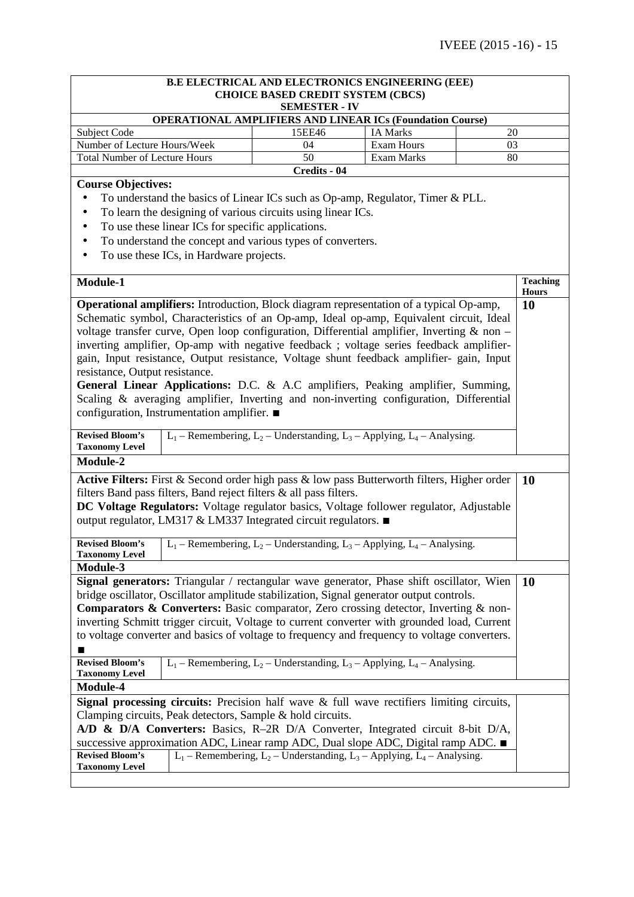## B.E ELECTRICAL AND ELECTRONICS ENGINEERING (EEE)
### CHOICE BASED CREDIT SYSTEM (CBCS)
### SEMESTER - IV

### OPERATIONAL AMPLIFIERS AND LINEAR ICs (Foundation Course)

| | | | |
|---|---|---|---|
| Subject Code | 15EE46 | IA Marks | 20 |
| Number of Lecture Hours/Week | 04 | Exam Hours | 03 |
| Total Number of Lecture Hours | 50 | Exam Marks | 80 |

**Credits - 04**

**Course Objectives:**

- To understand the basics of Linear ICs such as Op-amp, Regulator, Timer & PLL.
- To learn the designing of various circuits using linear ICs.
- To use these linear ICs for specific applications.
- To understand the concept and various types of converters.
- To use these ICs, in Hardware projects.

| Module-1 | Teaching Hours |
|---|---|
| **Operational amplifiers:** Introduction, Block diagram representation of a typical Op-amp, Schematic symbol, Characteristics of an Op-amp, Ideal op-amp, Equivalent circuit, Ideal voltage transfer curve, Open loop configuration, Differential amplifier, Inverting & non – inverting amplifier, Op-amp with negative feedback ; voltage series feedback amplifier-gain, Input resistance, Output resistance, Voltage shunt feedback amplifier- gain, Input resistance, Output resistance. **General Linear Applications:** D.C. & A.C amplifiers, Peaking amplifier, Summing, Scaling & averaging amplifier, Inverting and non-inverting configuration, Differential configuration, Instrumentation amplifier. ■ | 10 |
| **Revised Bloom's Taxonomy Level:** $L_1$ – Remembering, $L_2$ – Understanding, $L_3$ – Applying, $L_4$ – Analysing. | |
| **Module-2** | |
| **Active Filters:** First & Second order high pass & low pass Butterworth filters, Higher order filters Band pass filters, Band reject filters & all pass filters. **DC Voltage Regulators:** Voltage regulator basics, Voltage follower regulator, Adjustable output regulator, LM317 & LM337 Integrated circuit regulators. ■ | 10 |
| **Revised Bloom's Taxonomy Level:** $L_1$ – Remembering, $L_2$ – Understanding, $L_3$ – Applying, $L_4$ – Analysing. | |
| **Module-3** | |
| **Signal generators:** Triangular / rectangular wave generator, Phase shift oscillator, Wien bridge oscillator, Oscillator amplitude stabilization, Signal generator output controls. **Comparators & Converters:** Basic comparator, Zero crossing detector, Inverting & non-inverting Schmitt trigger circuit, Voltage to current converter with grounded load, Current to voltage converter and basics of voltage to frequency and frequency to voltage converters. ■ | 10 |
| **Revised Bloom's Taxonomy Level:** $L_1$ – Remembering, $L_2$ – Understanding, $L_3$ – Applying, $L_4$ – Analysing. | |
| **Module-4** | |
| **Signal processing circuits:** Precision half wave & full wave rectifiers limiting circuits, Clamping circuits, Peak detectors, Sample & hold circuits. **A/D & D/A Converters:** Basics, R–2R D/A Converter, Integrated circuit 8-bit D/A, successive approximation ADC, Linear ramp ADC, Dual slope ADC, Digital ramp ADC. ■ | |
| **Revised Bloom's Taxonomy Level:** $L_1$ – Remembering, $L_2$ – Understanding, $L_3$ – Applying, $L_4$ – Analysing. | |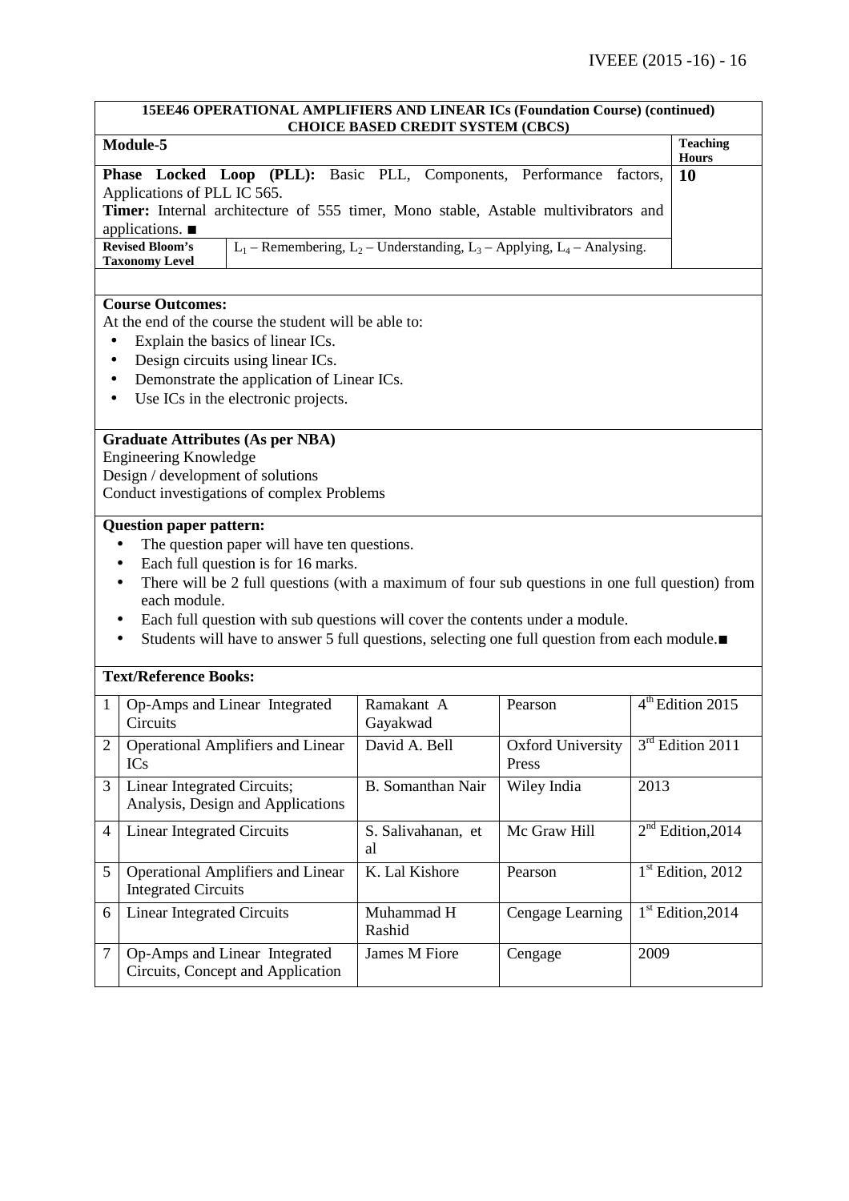**15EE46 OPERATIONAL AMPLIFIERS AND LINEAR ICs (Foundation Course) (continued)**
**CHOICE BASED CREDIT SYSTEM (CBCS)**

| **Module-5** | | **Teaching Hours** |
|---|---|---|
| **Phase Locked Loop (PLL):** Basic PLL, Components, Performance factors, Applications of PLL IC 565. **Timer:** Internal architecture of 555 timer, Mono stable, Astable multivibrators and applications. ■ | | **10** |
| **Revised Bloom's Taxonomy Level** | $L_1$ – Remembering, $L_2$ – Understanding, $L_3$ – Applying, $L_4$ – Analysing. | |

**Course Outcomes:**

At the end of the course the student will be able to:

- Explain the basics of linear ICs.
- Design circuits using linear ICs.
- Demonstrate the application of Linear ICs.
- Use ICs in the electronic projects.

**Graduate Attributes (As per NBA)**

Engineering Knowledge
Design / development of solutions
Conduct investigations of complex Problems

**Question paper pattern:**

- The question paper will have ten questions.
- Each full question is for 16 marks.
- There will be 2 full questions (with a maximum of four sub questions in one full question) from each module.
- Each full question with sub questions will cover the contents under a module.
- Students will have to answer 5 full questions, selecting one full question from each module.■

**Text/Reference Books:**

| | | | | |
|---|---|---|---|---|
| 1 | Op-Amps and Linear Integrated Circuits | Ramakant A Gayakwad | Pearson | 4th Edition 2015 |
| 2 | Operational Amplifiers and Linear ICs | David A. Bell | Oxford University Press | 3rd Edition 2011 |
| 3 | Linear Integrated Circuits; Analysis, Design and Applications | B. Somanthan Nair | Wiley India | 2013 |
| 4 | Linear Integrated Circuits | S. Salivahanan, et al | Mc Graw Hill | 2nd Edition,2014 |
| 5 | Operational Amplifiers and Linear Integrated Circuits | K. Lal Kishore | Pearson | 1st Edition, 2012 |
| 6 | Linear Integrated Circuits | Muhammad H Rashid | Cengage Learning | 1st Edition,2014 |
| 7 | Op-Amps and Linear Integrated Circuits, Concept and Application | James M Fiore | Cengage | 2009 |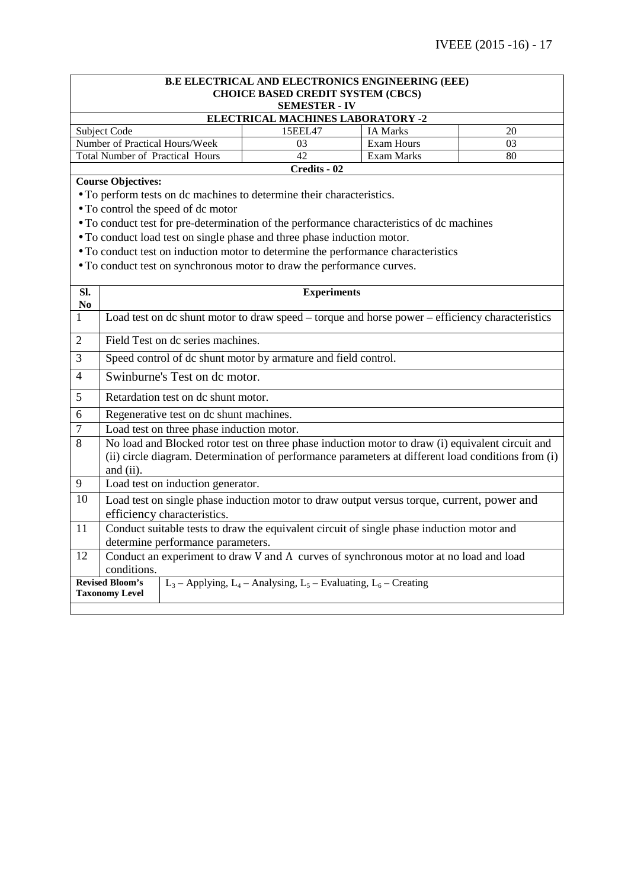**B.E ELECTRICAL AND ELECTRONICS ENGINEERING (EEE)**
**CHOICE BASED CREDIT SYSTEM (CBCS)**
**SEMESTER - IV**
**ELECTRICAL MACHINES LABORATORY -2**

| Subject Code | 15EEL47 | IA Marks | 20 |
|---|---|---|---|
| Number of Practical Hours/Week | 03 | Exam Hours | 03 |
| Total Number of Practical Hours | 42 | Exam Marks | 80 |

**Credits - 02**

**Course Objectives:**

- To perform tests on dc machines to determine their characteristics.
- To control the speed of dc motor
- To conduct test for pre-determination of the performance characteristics of dc machines
- To conduct load test on single phase and three phase induction motor.
- To conduct test on induction motor to determine the performance characteristics
- To conduct test on synchronous motor to draw the performance curves.

| Sl. No | Experiments |
|---|---|
| 1 | Load test on dc shunt motor to draw speed – torque and horse power – efficiency characteristics |
| 2 | Field Test on dc series machines. |
| 3 | Speed control of dc shunt motor by armature and field control. |
| 4 | Swinburne's Test on dc motor. |
| 5 | Retardation test on dc shunt motor. |
| 6 | Regenerative test on dc shunt machines. |
| 7 | Load test on three phase induction motor. |
| 8 | No load and Blocked rotor test on three phase induction motor to draw (i) equivalent circuit and (ii) circle diagram. Determination of performance parameters at different load conditions from (i) and (ii). |
| 9 | Load test on induction generator. |
| 10 | Load test on single phase induction motor to draw output versus torque, current, power and efficiency characteristics. |
| 11 | Conduct suitable tests to draw the equivalent circuit of single phase induction motor and determine performance parameters. |
| 12 | Conduct an experiment to draw V and Λ curves of synchronous motor at no load and load conditions. |

| Revised Bloom's Taxonomy Level | $L_3$ – Applying, $L_4$ – Analysing, $L_5$ – Evaluating, $L_6$ – Creating |
|---|---|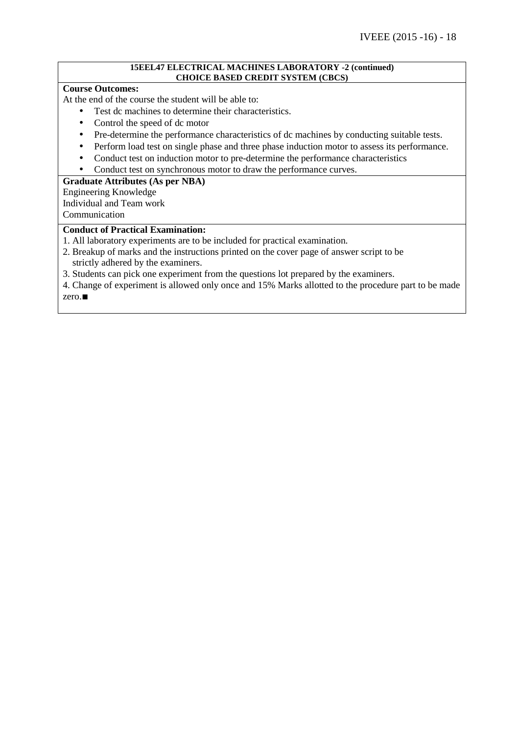**15EEL47 ELECTRICAL MACHINES LABORATORY -2 (continued)**
**CHOICE BASED CREDIT SYSTEM (CBCS)**

**Course Outcomes:**

At the end of the course the student will be able to:

- Test dc machines to determine their characteristics.
- Control the speed of dc motor
- Pre-determine the performance characteristics of dc machines by conducting suitable tests.
- Perform load test on single phase and three phase induction motor to assess its performance.
- Conduct test on induction motor to pre-determine the performance characteristics
- Conduct test on synchronous motor to draw the performance curves.

**Graduate Attributes (As per NBA)**

Engineering Knowledge
Individual and Team work
Communication

**Conduct of Practical Examination:**

1. All laboratory experiments are to be included for practical examination.
2. Breakup of marks and the instructions printed on the cover page of answer script to be strictly adhered by the examiners.
3. Students can pick one experiment from the questions lot prepared by the examiners.
4. Change of experiment is allowed only once and 15% Marks allotted to the procedure part to be made zero.■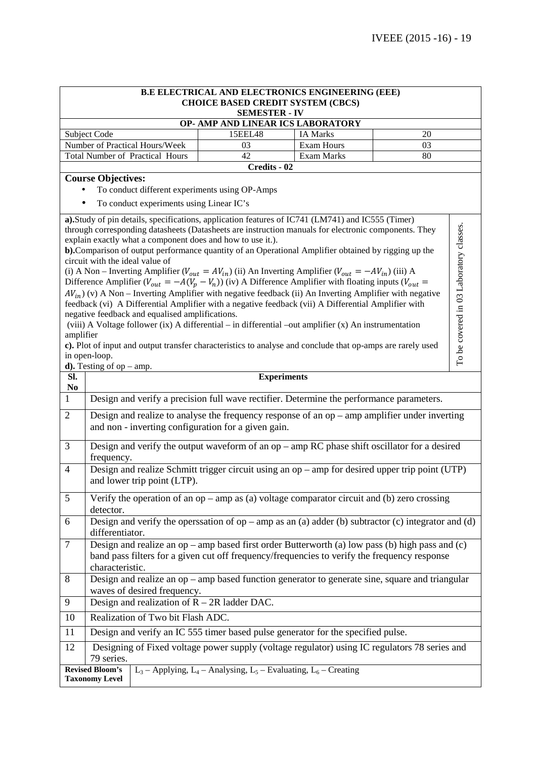**B.E ELECTRICAL AND ELECTRONICS ENGINEERING (EEE)**
**CHOICE BASED CREDIT SYSTEM (CBCS)**
**SEMESTER - IV**

**OP- AMP AND LINEAR ICS LABORATORY**

| Subject Code | 15EEL48 | IA Marks | 20 |
|---|---|---|---|
| Number of Practical Hours/Week | 03 | Exam Hours | 03 |
| Total Number of Practical Hours | 42 | Exam Marks | 80 |

**Credits - 02**

**Course Objectives:**

- To conduct different experiments using OP-Amps
- To conduct experiments using Linear IC's

*To be covered in 03 Laboratory classes.*

**a).** Study of pin details, specifications, application features of IC741 (LM741) and IC555 (Timer) through corresponding datasheets (Datasheets are instruction manuals for electronic components. They explain exactly what a component does and how to use it.).

**b).** Comparison of output performance quantity of an Operational Amplifier obtained by rigging up the circuit with the ideal value of

(i) A Non – Inverting Amplifier ($V_{out} = AV_{in}$) (ii) An Inverting Amplifier ($V_{out} = -AV_{in}$) (iii) A Difference Amplifier ($V_{out} = -A(V_p - V_n)$) (iv) A Difference Amplifier with floating inputs ($V_{out} = AV_{in}$) (v) A Non – Inverting Amplifier with negative feedback (ii) An Inverting Amplifier with negative feedback (vi) A Differential Amplifier with a negative feedback (vii) A Differential Amplifier with negative feedback and equalised amplifications.

(viii) A Voltage follower (ix) A differential – in differential –out amplifier (x) An instrumentation amplifier

**c).** Plot of input and output transfer characteristics to analyse and conclude that op-amps are rarely used in open-loop.

**d).** Testing of op – amp.

| Sl. No | Experiments |
|---|---|
| 1 | Design and verify a precision full wave rectifier. Determine the performance parameters. |
| 2 | Design and realize to analyse the frequency response of an op – amp amplifier under inverting and non - inverting configuration for a given gain. |
| 3 | Design and verify the output waveform of an op – amp RC phase shift oscillator for a desired frequency. |
| 4 | Design and realize Schmitt trigger circuit using an op – amp for desired upper trip point (UTP) and lower trip point (LTP). |
| 5 | Verify the operation of an op – amp as (a) voltage comparator circuit and (b) zero crossing detector. |
| 6 | Design and verify the operssation of op – amp as an (a) adder (b) subtractor (c) integrator and (d) differentiator. |
| 7 | Design and realize an op – amp based first order Butterworth (a) low pass (b) high pass and (c) band pass filters for a given cut off frequency/frequencies to verify the frequency response characteristic. |
| 8 | Design and realize an op – amp based function generator to generate sine, square and triangular waves of desired frequency. |
| 9 | Design and realization of R – 2R ladder DAC. |
| 10 | Realization of Two bit Flash ADC. |
| 11 | Design and verify an IC 555 timer based pulse generator for the specified pulse. |
| 12 | Designing of Fixed voltage power supply (voltage regulator) using IC regulators 78 series and 79 series. |
| **Revised Bloom's Taxonomy Level** | $L_3$ – Applying, $L_4$ – Analysing, $L_5$ – Evaluating, $L_6$ – Creating |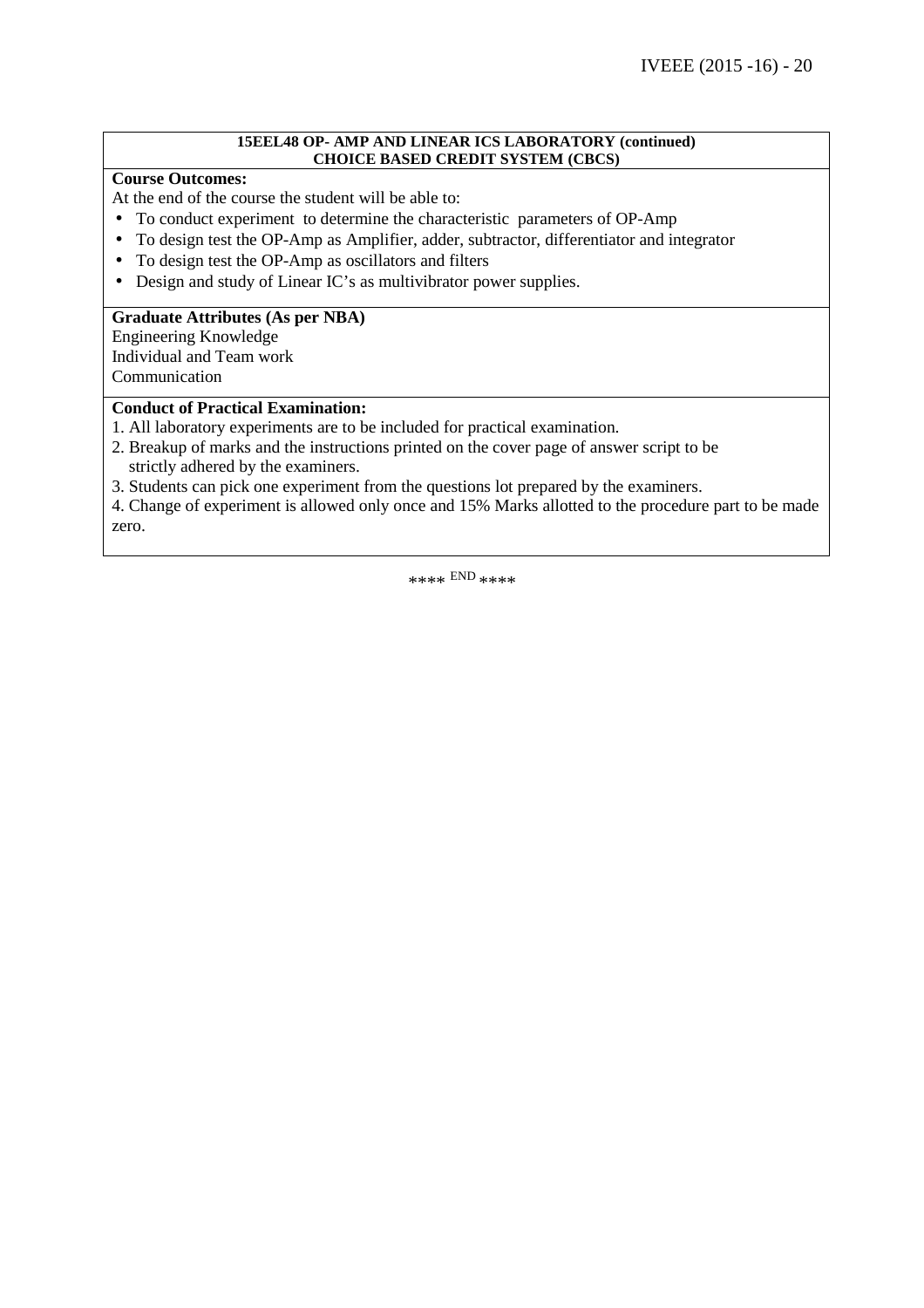**15EEL48 OP- AMP AND LINEAR ICS LABORATORY (continued)**
**CHOICE BASED CREDIT SYSTEM (CBCS)**

**Course Outcomes:**

At the end of the course the student will be able to:

- To conduct experiment to determine the characteristic parameters of OP-Amp
- To design test the OP-Amp as Amplifier, adder, subtractor, differentiator and integrator
- To design test the OP-Amp as oscillators and filters
- Design and study of Linear IC's as multivibrator power supplies.

**Graduate Attributes (As per NBA)**

Engineering Knowledge
Individual and Team work
Communication

**Conduct of Practical Examination:**

1. All laboratory experiments are to be included for practical examination.
2. Breakup of marks and the instructions printed on the cover page of answer script to be strictly adhered by the examiners.
3. Students can pick one experiment from the questions lot prepared by the examiners.
4. Change of experiment is allowed only once and 15% Marks allotted to the procedure part to be made zero.

**** END ****